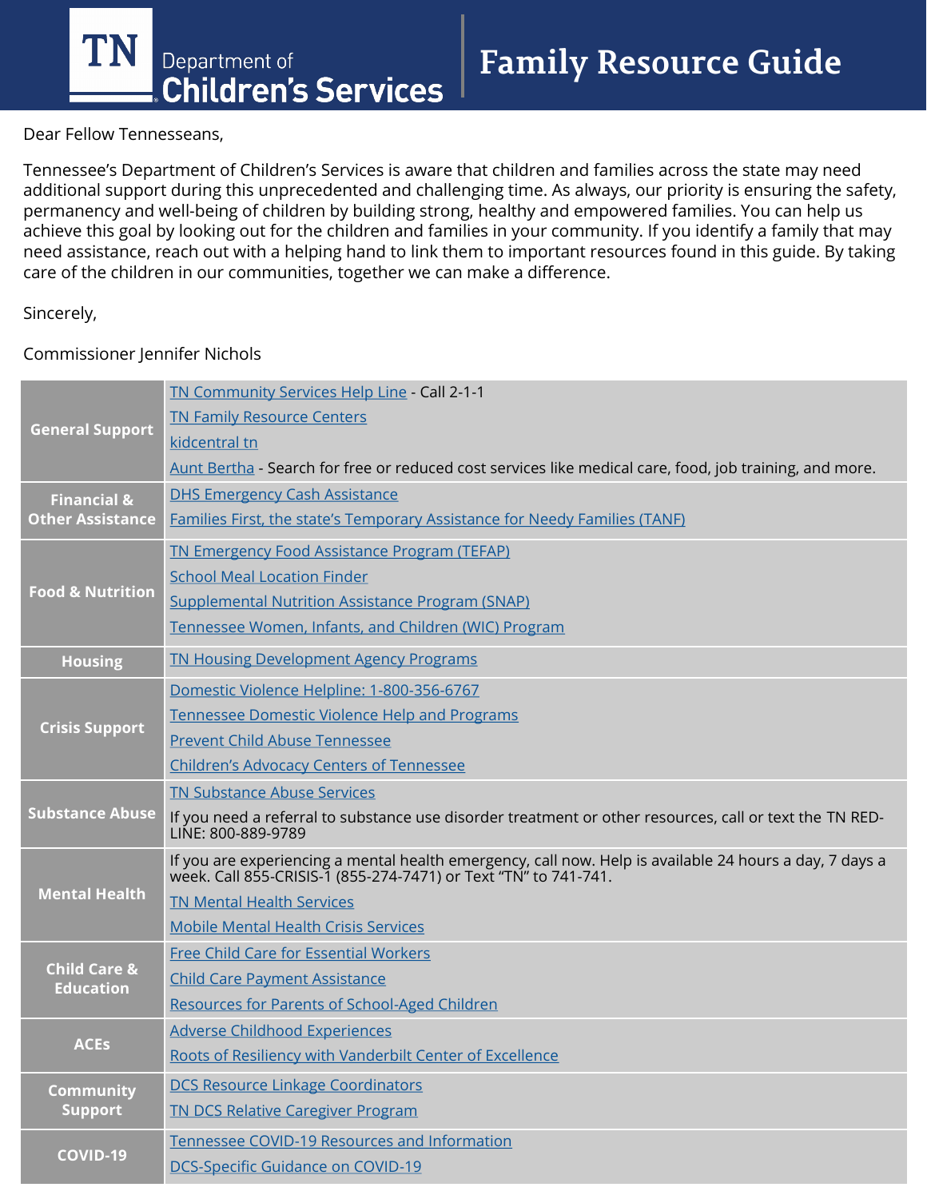# TN Department of Children's Services | Family Resource Guide

Dear Fellow Tennesseans,

Tennessee's Department of Children's Services is aware that children and families across the state may need additional support during this unprecedented and challenging time. As always, our priority is ensuring the safety, permanency and well-being of children by building strong, healthy and empowered families. You can help us achieve this goal by looking out for the children and families in your community. If you identify a family that may need assistance, reach out with a helping hand to link them to important resources found in this guide. By taking care of the children in our communities, together we can make a difference.

Sincerely,

Commissioner Jennifer Nichols

| Category | Resources |
|---|---|
| **General Support** | TN Community Services Help Line - Call 2-1-1<br>TN Family Resource Centers<br>kidcentral tn<br>Aunt Bertha - Search for free or reduced cost services like medical care, food, job training, and more. |
| **Financial & Other Assistance** | DHS Emergency Cash Assistance<br>Families First, the state's Temporary Assistance for Needy Families (TANF) |
| **Food & Nutrition** | TN Emergency Food Assistance Program (TEFAP)<br>School Meal Location Finder<br>Supplemental Nutrition Assistance Program (SNAP)<br>Tennessee Women, Infants, and Children (WIC) Program |
| **Housing** | TN Housing Development Agency Programs |
| **Crisis Support** | Domestic Violence Helpline: 1-800-356-6767<br>Tennessee Domestic Violence Help and Programs<br>Prevent Child Abuse Tennessee<br>Children's Advocacy Centers of Tennessee |
| **Substance Abuse** | TN Substance Abuse Services<br>If you need a referral to substance use disorder treatment or other resources, call or text the TN RED-LINE: 800-889-9789 |
| **Mental Health** | If you are experiencing a mental health emergency, call now. Help is available 24 hours a day, 7 days a week. Call 855-CRISIS-1 (855-274-7471) or Text "TN" to 741-741.<br>TN Mental Health Services<br>Mobile Mental Health Crisis Services |
| **Child Care & Education** | Free Child Care for Essential Workers<br>Child Care Payment Assistance<br>Resources for Parents of School-Aged Children |
| **ACEs** | Adverse Childhood Experiences<br>Roots of Resiliency with Vanderbilt Center of Excellence |
| **Community Support** | DCS Resource Linkage Coordinators<br>TN DCS Relative Caregiver Program |
| **COVID-19** | Tennessee COVID-19 Resources and Information<br>DCS-Specific Guidance on COVID-19 |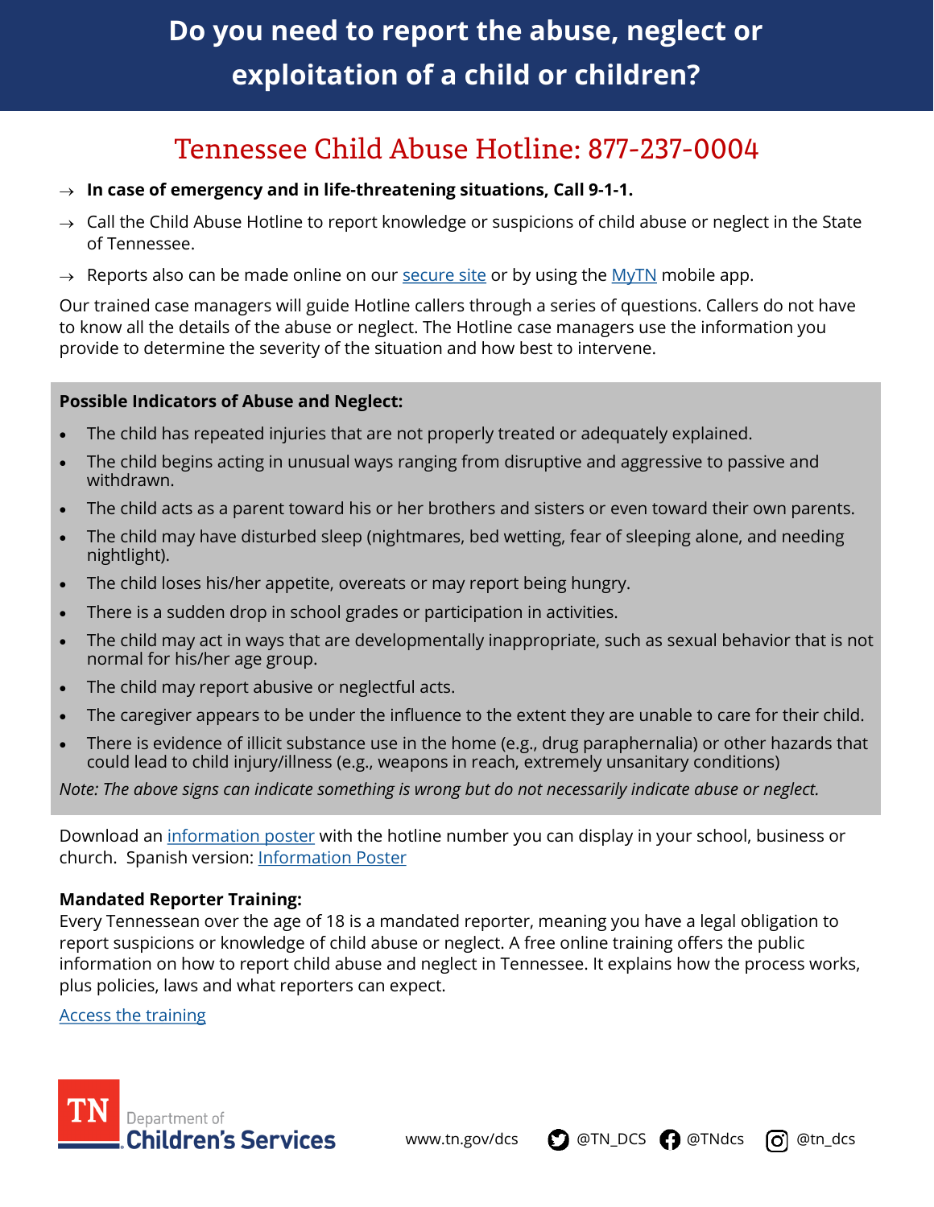# Do you need to report the abuse, neglect or exploitation of a child or children?

## Tennessee Child Abuse Hotline: 877-237-0004

- → **In case of emergency and in life-threatening situations, Call 9-1-1.**
- → Call the Child Abuse Hotline to report knowledge or suspicions of child abuse or neglect in the State of Tennessee.
- → Reports also can be made online on our secure site or by using the MyTN mobile app.

Our trained case managers will guide Hotline callers through a series of questions. Callers do not have to know all the details of the abuse or neglect. The Hotline case managers use the information you provide to determine the severity of the situation and how best to intervene.

**Possible Indicators of Abuse and Neglect:**

- The child has repeated injuries that are not properly treated or adequately explained.
- The child begins acting in unusual ways ranging from disruptive and aggressive to passive and withdrawn.
- The child acts as a parent toward his or her brothers and sisters or even toward their own parents.
- The child may have disturbed sleep (nightmares, bed wetting, fear of sleeping alone, and needing nightlight).
- The child loses his/her appetite, overeats or may report being hungry.
- There is a sudden drop in school grades or participation in activities.
- The child may act in ways that are developmentally inappropriate, such as sexual behavior that is not normal for his/her age group.
- The child may report abusive or neglectful acts.
- The caregiver appears to be under the influence to the extent they are unable to care for their child.
- There is evidence of illicit substance use in the home (e.g., drug paraphernalia) or other hazards that could lead to child injury/illness (e.g., weapons in reach, extremely unsanitary conditions)

*Note: The above signs can indicate something is wrong but do not necessarily indicate abuse or neglect.*

Download an information poster with the hotline number you can display in your school, business or church. Spanish version: Information Poster

**Mandated Reporter Training:**
Every Tennessean over the age of 18 is a mandated reporter, meaning you have a legal obligation to report suspicions or knowledge of child abuse or neglect. A free online training offers the public information on how to report child abuse and neglect in Tennessee. It explains how the process works, plus policies, laws and what reporters can expect.

Access the training

TN Department of Children's Services

www.tn.gov/dcs @TN_DCS @TNdcs @tn_dcs